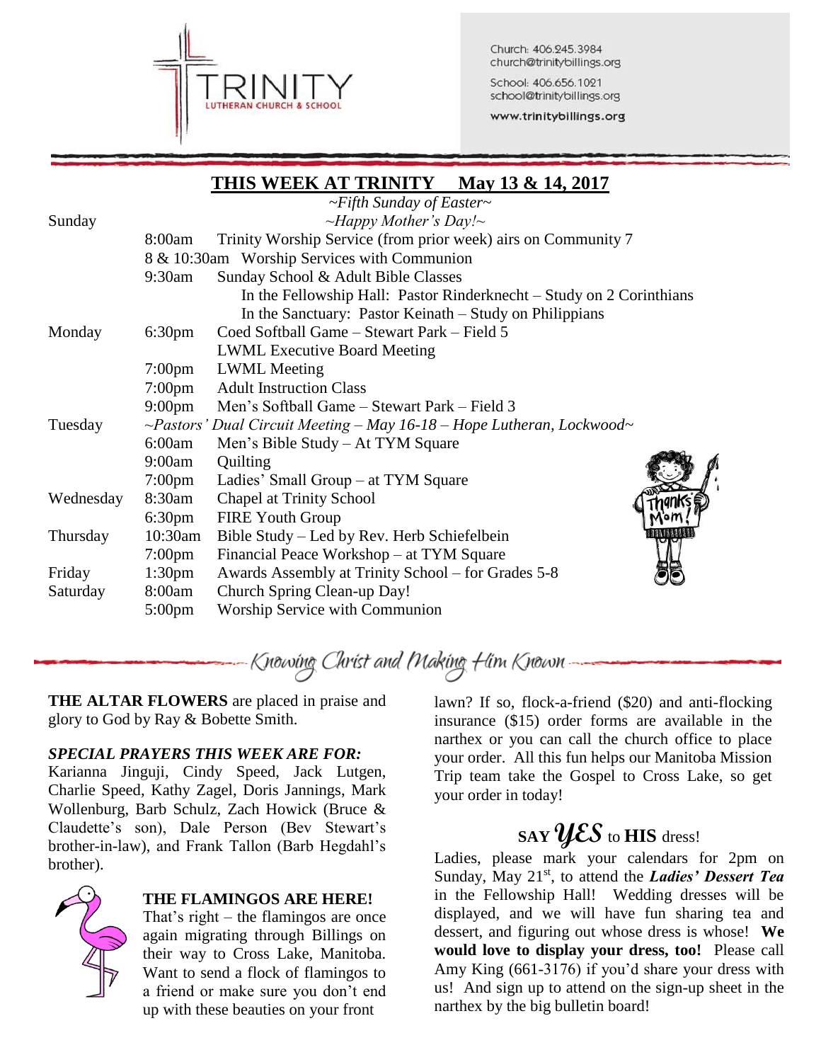**TRINITY** LUTHERAN CHURCH & SCHOOL

Church: 406.245.3984
church@trinitybillings.org

School: 406.656.1021
school@trinitybillings.org

www.trinitybillings.org

## THIS WEEK AT TRINITY May 13 & 14, 2017

*~Fifth Sunday of Easter~*

| Day | Time | Event |
|---|---|---|
| Sunday | | *~Happy Mother's Day!~* |
| | 8:00am | Trinity Worship Service (from prior week) airs on Community 7 |
| | 8 & 10:30am | Worship Services with Communion |
| | 9:30am | Sunday School & Adult Bible Classes |
| | | In the Fellowship Hall: Pastor Rinderknecht – Study on 2 Corinthians |
| | | In the Sanctuary: Pastor Keinath – Study on Philippians |
| Monday | 6:30pm | Coed Softball Game – Stewart Park – Field 5 |
| | | LWML Executive Board Meeting |
| | 7:00pm | LWML Meeting |
| | 7:00pm | Adult Instruction Class |
| | 9:00pm | Men's Softball Game – Stewart Park – Field 3 |
| Tuesday | | *~Pastors' Dual Circuit Meeting – May 16-18 – Hope Lutheran, Lockwood~* |
| | 6:00am | Men's Bible Study – At TYM Square |
| | 9:00am | Quilting |
| | 7:00pm | Ladies' Small Group – at TYM Square |
| Wednesday | 8:30am | Chapel at Trinity School |
| | 6:30pm | FIRE Youth Group |
| Thursday | 10:30am | Bible Study – Led by Rev. Herb Schiefelbein |
| | 7:00pm | Financial Peace Workshop – at TYM Square |
| Friday | 1:30pm | Awards Assembly at Trinity School – for Grades 5-8 |
| Saturday | 8:00am | Church Spring Clean-up Day! |
| | 5:00pm | Worship Service with Communion |

*Knowing Christ and Making Him Known*

**THE ALTAR FLOWERS** are placed in praise and glory to God by Ray & Bobette Smith.

***SPECIAL PRAYERS THIS WEEK ARE FOR:***
Karianna Jinguji, Cindy Speed, Jack Lutgen, Charlie Speed, Kathy Zagel, Doris Jannings, Mark Wollenburg, Barb Schulz, Zach Howick (Bruce & Claudette's son), Dale Person (Bev Stewart's brother-in-law), and Frank Tallon (Barb Hegdahl's brother).

**THE FLAMINGOS ARE HERE!**
That's right – the flamingos are once again migrating through Billings on their way to Cross Lake, Manitoba. Want to send a flock of flamingos to a friend or make sure you don't end up with these beauties on your front lawn? If so, flock-a-friend ($20) and anti-flocking insurance ($15) order forms are available in the narthex or you can call the church office to place your order. All this fun helps our Manitoba Mission Trip team take the Gospel to Cross Lake, so get your order in today!

**SAY *YES* to HIS dress!**

Ladies, please mark your calendars for 2pm on Sunday, May 21st, to attend the ***Ladies' Dessert Tea*** in the Fellowship Hall! Wedding dresses will be displayed, and we will have fun sharing tea and dessert, and figuring out whose dress is whose! **We would love to display your dress, too!** Please call Amy King (661-3176) if you'd share your dress with us! And sign up to attend on the sign-up sheet in the narthex by the big bulletin board!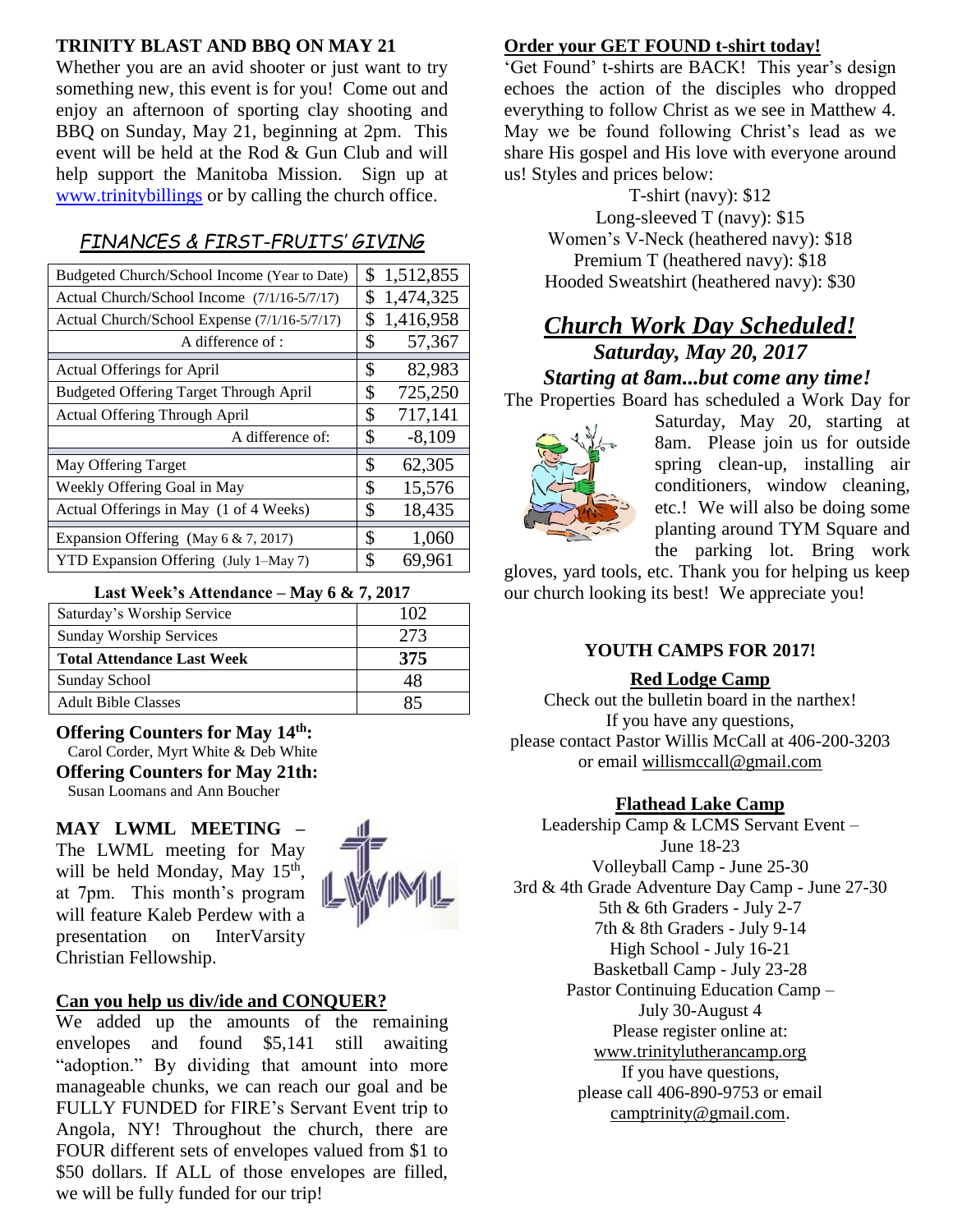## TRINITY BLAST AND BBQ ON MAY 21

Whether you are an avid shooter or just want to try something new, this event is for you! Come out and enjoy an afternoon of sporting clay shooting and BBQ on Sunday, May 21, beginning at 2pm. This event will be held at the Rod & Gun Club and will help support the Manitoba Mission. Sign up at www.trinitybillings or by calling the church office.

## *FINANCES & FIRST-FRUITS' GIVING*

| | |
|---|---|
| Budgeted Church/School Income (Year to Date) | $ 1,512,855 |
| Actual Church/School Income (7/1/16-5/7/17) | $ 1,474,325 |
| Actual Church/School Expense (7/1/16-5/7/17) | $ 1,416,958 |
| A difference of : | $ 57,367 |
| Actual Offerings for April | $ 82,983 |
| Budgeted Offering Target Through April | $ 725,250 |
| Actual Offering Through April | $ 717,141 |
| A difference of: | $ -8,109 |
| May Offering Target | $ 62,305 |
| Weekly Offering Goal in May | $ 15,576 |
| Actual Offerings in May (1 of 4 Weeks) | $ 18,435 |
| Expansion Offering (May 6 & 7, 2017) | $ 1,060 |
| YTD Expansion Offering (July 1–May 7) | $ 69,961 |

**Last Week's Attendance – May 6 & 7, 2017**

| | |
|---|---|
| Saturday's Worship Service | 102 |
| Sunday Worship Services | 273 |
| **Total Attendance Last Week** | **375** |
| Sunday School | 48 |
| Adult Bible Classes | 85 |

**Offering Counters for May 14th:**
Carol Corder, Myrt White & Deb White

**Offering Counters for May 21th:**
Susan Loomans and Ann Boucher

**MAY LWML MEETING –** The LWML meeting for May will be held Monday, May 15th, at 7pm. This month's program will feature Kaleb Perdew with a presentation on InterVarsity Christian Fellowship.

## Can you help us div/ide and CONQUER?

We added up the amounts of the remaining envelopes and found $5,141 still awaiting "adoption." By dividing that amount into more manageable chunks, we can reach our goal and be FULLY FUNDED for FIRE's Servant Event trip to Angola, NY! Throughout the church, there are FOUR different sets of envelopes valued from $1 to $50 dollars. If ALL of those envelopes are filled, we will be fully funded for our trip!

## Order your GET FOUND t-shirt today!

'Get Found' t-shirts are BACK! This year's design echoes the action of the disciples who dropped everything to follow Christ as we see in Matthew 4. May we be found following Christ's lead as we share His gospel and His love with everyone around us! Styles and prices below:

T-shirt (navy): $12
Long-sleeved T (navy): $15
Women's V-Neck (heathered navy): $18
Premium T (heathered navy): $18
Hooded Sweatshirt (heathered navy): $30

## *Church Work Day Scheduled!*

### *Saturday, May 20, 2017*

### *Starting at 8am...but come any time!*

The Properties Board has scheduled a Work Day for Saturday, May 20, starting at 8am. Please join us for outside spring clean-up, installing air conditioners, window cleaning, etc.! We will also be doing some planting around TYM Square and the parking lot. Bring work gloves, yard tools, etc. Thank you for helping us keep our church looking its best! We appreciate you!

## YOUTH CAMPS FOR 2017!

### Red Lodge Camp

Check out the bulletin board in the narthex!
If you have any questions,
please contact Pastor Willis McCall at 406-200-3203
or email willismccall@gmail.com

### Flathead Lake Camp

Leadership Camp & LCMS Servant Event – June 18-23
Volleyball Camp - June 25-30
3rd & 4th Grade Adventure Day Camp - June 27-30
5th & 6th Graders - July 2-7
7th & 8th Graders - July 9-14
High School - July 16-21
Basketball Camp - July 23-28
Pastor Continuing Education Camp – July 30-August 4
Please register online at:
www.trinitylutherancamp.org
If you have questions,
please call 406-890-9753 or email
camptrinity@gmail.com.